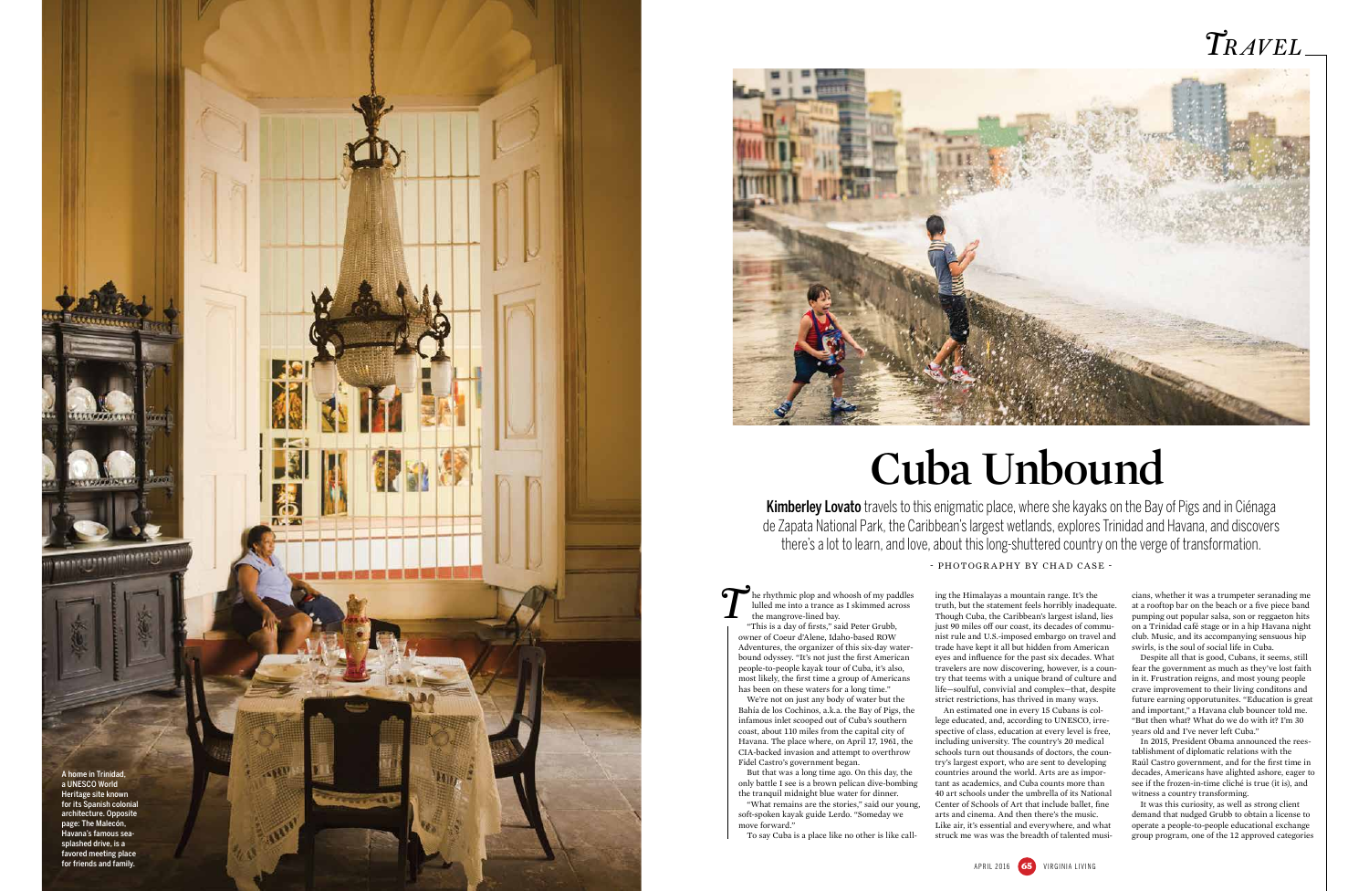A home in Trinidad, a UNESCO World Heritage site known for its Spanish colonial architecture. Opposite page: The Malecón, Havana's famous sea-splashed drive, is a favored meeting place for friends and family.

# Cuba Unbound

**Kimberley Lovato** travels to this enigmatic place, where she kayaks on the Bay of Pigs and in Ciénaga de Zapata National Park, the Caribbean's largest wetlands, explores Trinidad and Havana, and discovers there's a lot to learn, and love, about this long-shuttered country on the verge of transformation.

- PHOTOGRAPHY BY CHAD CASE -

The rhythmic plop and whoosh of my paddles lulled me into a trance as I skimmed across the mangrove-lined bay.

"This is a day of firsts," said Peter Grubb, owner of Coeur d'Alene, Idaho-based ROW Adventures, the organizer of this six-day water-bound odyssey. "It's not just the first American people-to-people kayak tour of Cuba, it's also, most likely, the first time a group of Americans has been on these waters for a long time."

We're not on just any body of water but the Bahía de los Cochinos, a.k.a. the Bay of Pigs, the infamous inlet scooped out of Cuba's southern coast, about 110 miles from the capital city of Havana. The place where, on April 17, 1961, the CIA-backed invasion and attempt to overthrow Fidel Castro's government began.

But that was a long time ago. On this day, the only battle I see is a brown pelican dive-bombing the tranquil midnight blue water for dinner.

"What remains are the stories," said our young, soft-spoken kayak guide Lerdo. "Someday we move forward."

To say Cuba is a place like no other is like calling the Himalayas a mountain range. It's the truth, but the statement feels horribly inadequate. Though Cuba, the Caribbean's largest island, lies just 90 miles off our coast, its decades of communist rule and U.S.-imposed embargo on travel and trade have kept it all but hidden from American eyes and influence for the past six decades. What travelers are now discovering, however, is a country that teems with a unique brand of culture and life—soulful, convivial and complex—that, despite strict restrictions, has thrived in many ways.

An estimated one in every 15 Cubans is college educated, and, according to UNESCO, irrespective of class, education at every level is free, including university. The country's 20 medical schools turn out thousands of doctors, the country's largest export, who are sent to developing countries around the world. Arts are as important as academics, and Cuba counts more than 40 art schools under the umbrella of its National Center of Schools of Art that include ballet, fine arts and cinema. And then there's the music. Like air, it's essential and everywhere, and what struck me was was the breadth of talented musicians, whether it was a trumpeter seranading me at a rooftop bar on the beach or a five piece band pumping out popular salsa, son or reggaeton hits on a Trinidad café stage or in a hip Havana night club. Music, and its accompanying sensuous hip swirls, is the soul of social life in Cuba.

Despite all that is good, Cubans, it seems, still fear the government as much as they've lost faith in it. Frustration reigns, and most young people crave improvement to their living conditons and future earning opporutunites. "Education is great and important," a Havana club bouncer told me. "But then what? What do we do with it? I'm 30 years old and I've never left Cuba."

In 2015, President Obama announced the reestablishment of diplomatic relations with the Raúl Castro government, and for the first time in decades, Americans have alighted ashore, eager to see if the frozen-in-time cliché is true (it is), and witness a country transforming.

It was this curiosity, as well as strong client demand that nudged Grubb to obtain a license to operate a people-to-people educational exchange group program, one of the 12 approved categories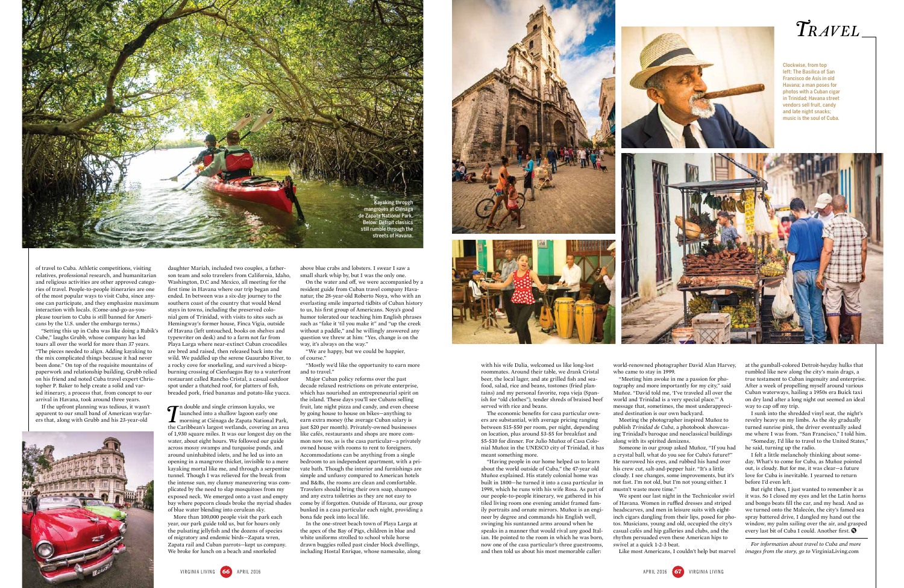of travel to Cuba. Athletic competitions, visiting relatives, professional research, and humanitarian and religious activities are other approved categories of travel. People-to-people itineraries are one of the most popular ways to visit Cuba, since anyone can participate, and they emphasize maximum interaction with locals. (Come-and-go-as-you-please tourism to Cuba is still banned for Americans by the U.S. under the embargo terms.)

"Setting this up in Cuba was like doing a Rubik's Cube," laughs Grubb, whose company has led tours all over the world for more than 37 years. "The pieces needed to align. Adding kayaking to the mix complicated things because it had never been done." On top of the requisite mountains of paperwork and relationship building, Grubb relied on his friend and noted Cuba travel expert Christopher P. Baker to help create a solid and varied itinerary, a process that, from concept to our arrival in Havana, took around three years.

If the upfront planning was tedious, it wasn't apparent to our small band of American wayfarers that, along with Grubb and his 23-year-old daughter Mariah, included two couples, a father-son team and solo travelers from California, Idaho, Washington, D.C and Mexico, all meeting for the first time in Havana where our trip began and ended. In between was a six-day journey to the southern coast of the country that would blend stays in towns, including the preserved colonial gem of Trinidad, with visits to sites such as Hemingway's former house, Finca Vigia, outside of Havana (left untouched, books on shelves and typewriter on desk) and to a farm not far from Playa Larga where near-extinct Cuban crocodiles are bred and raised, then released back into the wild. We paddled up the serene Guaurabo River, to a rocky cove for snorkeling, and survived a bicep-burning crossing of Cienfuegos Bay to a waterfront restaurant called Rancho Cristal, a casual outdoor spot under a thatched roof, for platters of fish, breaded pork, fried bananas and potato-like yucca.

In double and single crimson kayaks, we launched into a shallow lagoon early one morning at Ciénaga de Zapata National Park, the Caribbean's largest wetlands, covering an area of 1,930 square miles. It was our longest day on the water, about eight hours. We followed our guide across mossy swamps and turquoise ponds, and around uninhabited islets, and he led us into an opening in a mangrove thicket, invisible to a mere kayaking mortal like me, and through a serpentine tunnel. Though I was relieved for the break from the intense sun, my clumsy maneuvering was complicated by the need to slap mosquitoes from my exposed neck. We emerged onto a vast and empty bay where popcorn clouds broke the myriad shades of blue water blending into cerulean sky.

More than 100,000 people visit the park each year, our park guide told us, but for hours only the pulsating jellyfish and the dozens of species of migratory and endemic birds—Zapata wren, Zapata rail and Cuban parrots—kept us company. We broke for lunch on a beach and snorkeled above blue crabs and lobsters. I swear I saw a small shark whip by, but I was the only one.

On the water and off, we were accompanied by a resident guide from Cuban travel company Havanatur, the 28-year-old Roberto Noya, who with an everlasting smile imparted tidbits of Cuban history to us, his first group of Americans. Noya's good humor tolerated our teaching him English phrases such as "fake it 'til you make it" and "up the creek without a paddle," and he willingly answered any question we threw at him: "Yes, change is on the way, it's always on the way."

"We are happy, but we could be happier, of course."

"Mostly we'd like the opportunity to earn more and to travel."

Major Cuban policy reforms over the past decade relaxed restrictions on private enterprise, which has nourished an entrepreneurial spirit on the island. These days you'll see Cubans selling fruit, late night pizza and candy, and even cheese by going house to house on bikes—anything to earn extra money (the average Cuban salary is just $20 per month). Privately-owned businesses like cafés, restaurants and shops are more common now too, as is the casa particular—a privately owned house with rooms to rent to foreigners. Accommodations can be anything from a single bedroom to an independent apartment, with a private bath. Though the interior and furnishings are simple and unfussy compared to American hotels and B&Bs, the rooms are clean and comfortable. Travelers should bring their own soap, shampoo and any extra toiletries as they are not easy to come by if forgotten. Outside of Havana, our group bunked in a casa particular each night, providing a bona fide peek into local life.

In the one-street beach town of Playa Larga at the apex of the Bay of Pigs, children in blue and white uniforms strolled to school while horse drawn buggies rolled past cinder block dwellings, including Hostal Enrique, whose namesake, along with his wife Dalia, welcomed us like long-lost roommates. Around their table, we drank Cristal beer, the local lager, and ate grilled fish and seafood, salad, rice and beans, tostones (fried plantains) and my personal favorite, ropa vieja (Spanish for "old clothes"), tender shreds of braised beef served with rice and beans.

The economic benefits for casa particular owners are substantial, with average pricing ranging between $15-$50 per room, per night, depending on location, plus around $3-$5 for breakfast and $5-$10 for dinner. For Julio Muñoz of Casa Colonial Muñoz in the UNESCO city of Trinidad, it has meant something more.

"Having people in our home helped us to learn about the world outside of Cuba," the 47-year old Muñoz explained. His stately colonial home was built in 1800—he turned it into a casa particular in 1998, which he runs with his wife Rosa. As part of our people-to-people itinerary, we gathered in his tiled living room one evening amidst framed family portraits and ornate mirrors. Muñoz is an engineer by degree and commands his English well, swinging his suntanned arms around when he speaks in a manner that would rival any good Italian. He pointed to the room in which he was born, now one of the casa particular's three guestrooms, and then told us about his most memorable caller: world-renowned photographer David Alan Harvey, who came to stay in 1999.

"Meeting him awoke in me a passion for photography and more importantly for my city," said Muñoz. "David told me, 'I've traveled all over the world and Trinidad is a very special place.'" A message that, sometimes, the most underappreciated destination is our own backyard.

Meeting the photographer inspired Muñoz to publish *Trinidad de Cuba*, a photobook showcasing Trinidad's baroque and neoclassical buildings along with its spirited denizens.

Someone in our group asked Muñoz, "If you had a crystal ball, what do you see for Cuba's future?" He narrowed his eyes, and rubbed his hand over his crew cut, salt-and-pepper hair. "It's a little cloudy. I see changes, some improvements, but it's not fast. I'm not old, but I'm not young either. I mustn't waste more time."

We spent our last night in the Technicolor swirl of Havana. Women in ruffled dresses and striped headscarves, and men in leisure suits with eight-inch cigars dangling from their lips, posed for photos. Musicians, young and old, occupied the city's casual cafés and hip galleries and clubs, and the rhythm persuaded even these American hips to swivel at a quick 1-2-3 beat.

Like most Americans, I couldn't help but marvel at the gumball-colored Detroit-heyday hulks that rumbled like new along the city's main drags, a true testament to Cuban ingenuity and enterprise. After a week of propelling myself around various Cuban waterways, hailing a 1950s era Buick taxi on dry land after a long night out seemed an ideal way to cap off my trip.

I sunk into the shredded vinyl seat, the night's revelry heavy on my limbs. As the sky gradually turned sunrise pink, the driver eventually asked me where I was from. "San Francisco," I told him.

"Someday, I'd like to travel to the United States," he said, turning up the radio.

I felt a little melancholy thinking about someday. What's to come for Cuba, as Muñoz pointed out, is cloudy. But for me, it was clear—a future love for Cuba is inevitable. I yearned to return before I'd even left.

But right then, I just wanted to remember it as it was. So I closed my eyes and let the Latin horns and bongo beats fill the car, and my head. And as we turned onto the Malecón, the city's famed sea spray battered drive, I dangled my hand out the window, my palm sailing over the air, and grasped every last bit of Cuba I could. Another first.

*For information about travel to Cuba and more images from the story, go to* VirginiaLiving.com

Kayaking through mangroves at Ciénaga de Zapata National Park. Below: Detroit classics still rumble through the streets of Havana.

Clockwise, from top left: The Basilica of San Francisco de Asis in old Havana; a man poses for photos with a Cuban cigar in Trinidad; Havana street vendors sell fruit, candy and late night snacks; music is the soul of Cuba.